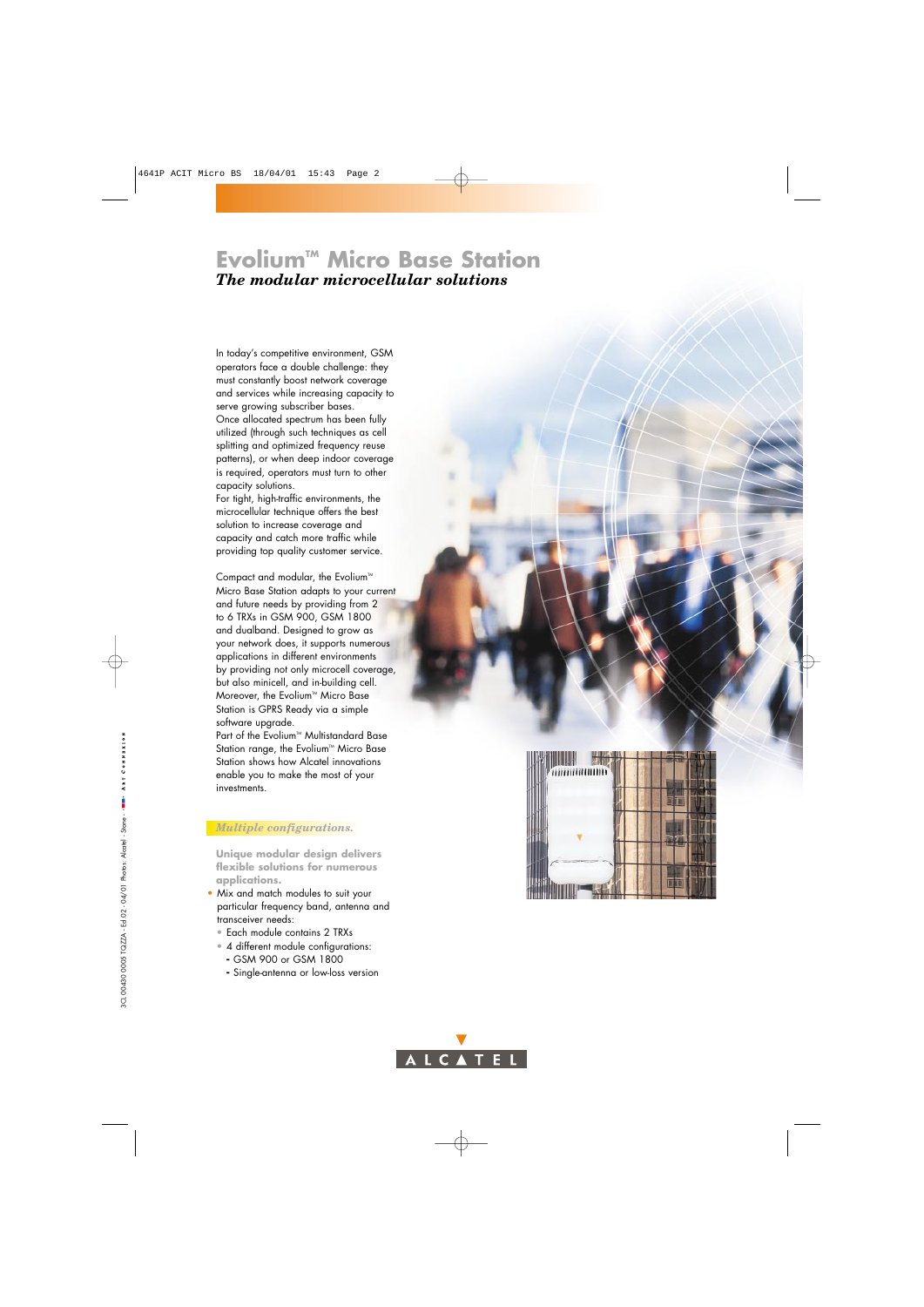# Evolium™ Micro Base Station

*The modular microcellular solutions*

In today's competitive environment, GSM operators face a double challenge: they must constantly boost network coverage and services while increasing capacity to serve growing subscriber bases.
Once allocated spectrum has been fully utilized (through such techniques as cell splitting and optimized frequency reuse patterns), or when deep indoor coverage is required, operators must turn to other capacity solutions.
For tight, high-traffic environments, the microcellular technique offers the best solution to increase coverage and capacity and catch more traffic while providing top quality customer service.

Compact and modular, the Evolium™ Micro Base Station adapts to your current and future needs by providing from 2 to 6 TRXs in GSM 900, GSM 1800 and dualband. Designed to grow as your network does, it supports numerous applications in different environments by providing not only microcell coverage, but also minicell, and in-building cell. Moreover, the Evolium™ Micro Base Station is GPRS Ready via a simple software upgrade.
Part of the Evolium™ Multistandard Base Station range, the Evolium™ Micro Base Station shows how Alcatel innovations enable you to make the most of your investments.

## *Multiple configurations.*

**Unique modular design delivers flexible solutions for numerous applications.**

- Mix and match modules to suit your particular frequency band, antenna and transceiver needs:
  - Each module contains 2 TRXs
  - 4 different module configurations:
    - GSM 900 or GSM 1800
    - Single-antenna or low-loss version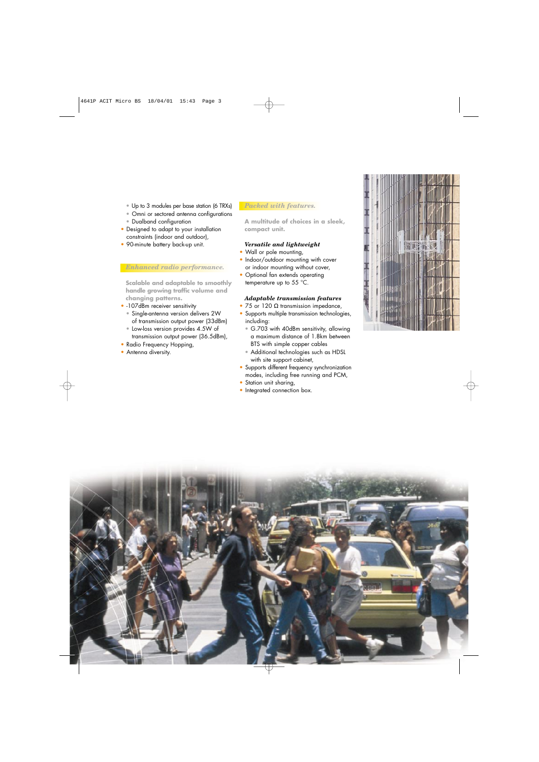- Up to 3 modules per base station (6 TRXs)
- Omni or sectored antenna configurations
- Dualband configuration
- Designed to adapt to your installation constraints (indoor and outdoor),
- 90-minute battery back-up unit.

## *Enhanced radio performance.*

**Scalable and adaptable to smoothly handle growing traffic volume and changing patterns.**

- -107dBm receiver sensitivity
  - Single-antenna version delivers 2W of transmission output power (33dBm)
  - Low-loss version provides 4.5W of transmission output power (36.5dBm),
- Radio Frequency Hopping,
- Antenna diversity.

## *Packed with features.*

**A multitude of choices in a sleek, compact unit.**

### *Versatile and lightweight*

- Wall or pole mounting,
- Indoor/outdoor mounting with cover or indoor mounting without cover,
- Optional fan extends operating temperature up to 55 °C.

### *Adaptable transmission features*

- 75 or 120 Ω transmission impedance,
- Supports multiple transmission technologies, including:
  - G.703 with 40dBm sensitivity, allowing a maximum distance of 1.8km between BTS with simple copper cables
  - Additional technologies such as HDSL with site support cabinet,
- Supports different frequency synchronization modes, including free running and PCM,
- Station unit sharing,
- Integrated connection box.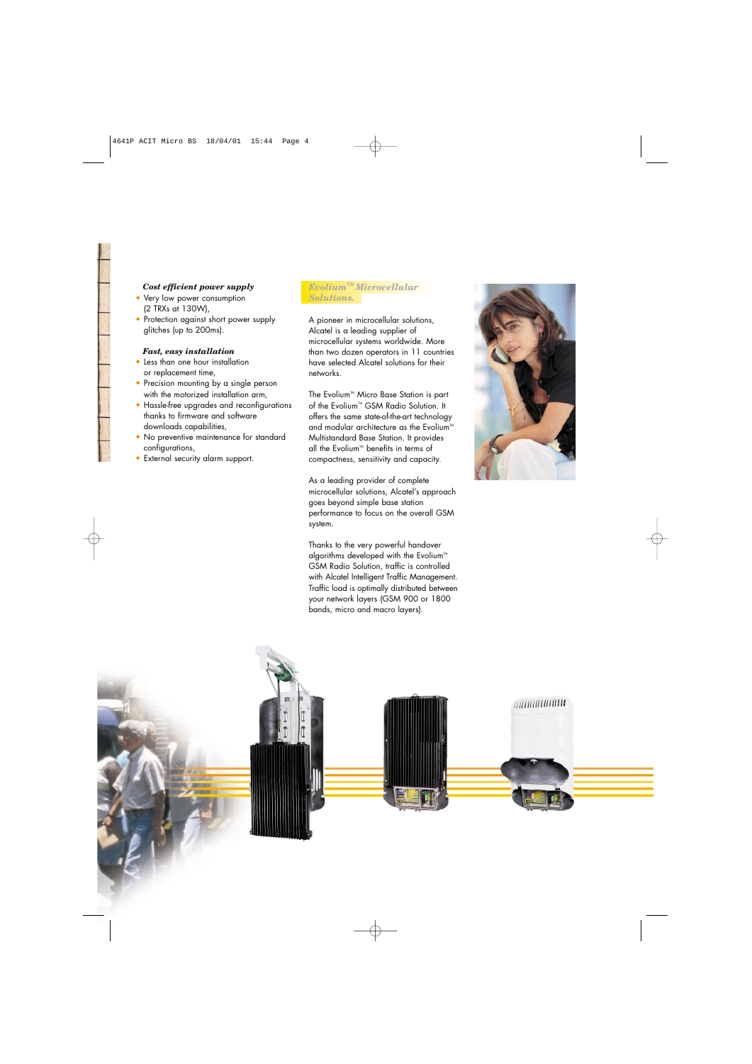### *Cost efficient power supply*

- Very low power consumption (2 TRXs at 130W),
- Protection against short power supply glitches (up to 200ms).

### *Fast, easy installation*

- Less than one hour installation or replacement time,
- Precision mounting by a single person with the motorized installation arm,
- Hassle-free upgrades and reconfigurations thanks to firmware and software downloads capabilities,
- No preventive maintenance for standard configurations,
- External security alarm support.

## *Evolium™ Microcellular Solutions.*

A pioneer in microcellular solutions, Alcatel is a leading supplier of microcellular systems worldwide. More than two dozen operators in 11 countries have selected Alcatel solutions for their networks.

The Evolium™ Micro Base Station is part of the Evolium™ GSM Radio Solution. It offers the same state-of-the-art technology and modular architecture as the Evolium™ Multistandard Base Station. It provides all the Evolium™ benefits in terms of compactness, sensitivity and capacity.

As a leading provider of complete microcellular solutions, Alcatel's approach goes beyond simple base station performance to focus on the overall GSM system.

Thanks to the very powerful handover algorithms developed with the Evolium™ GSM Radio Solution, traffic is controlled with Alcatel Intelligent Traffic Management. Traffic load is optimally distributed between your network layers (GSM 900 or 1800 bands, micro and macro layers).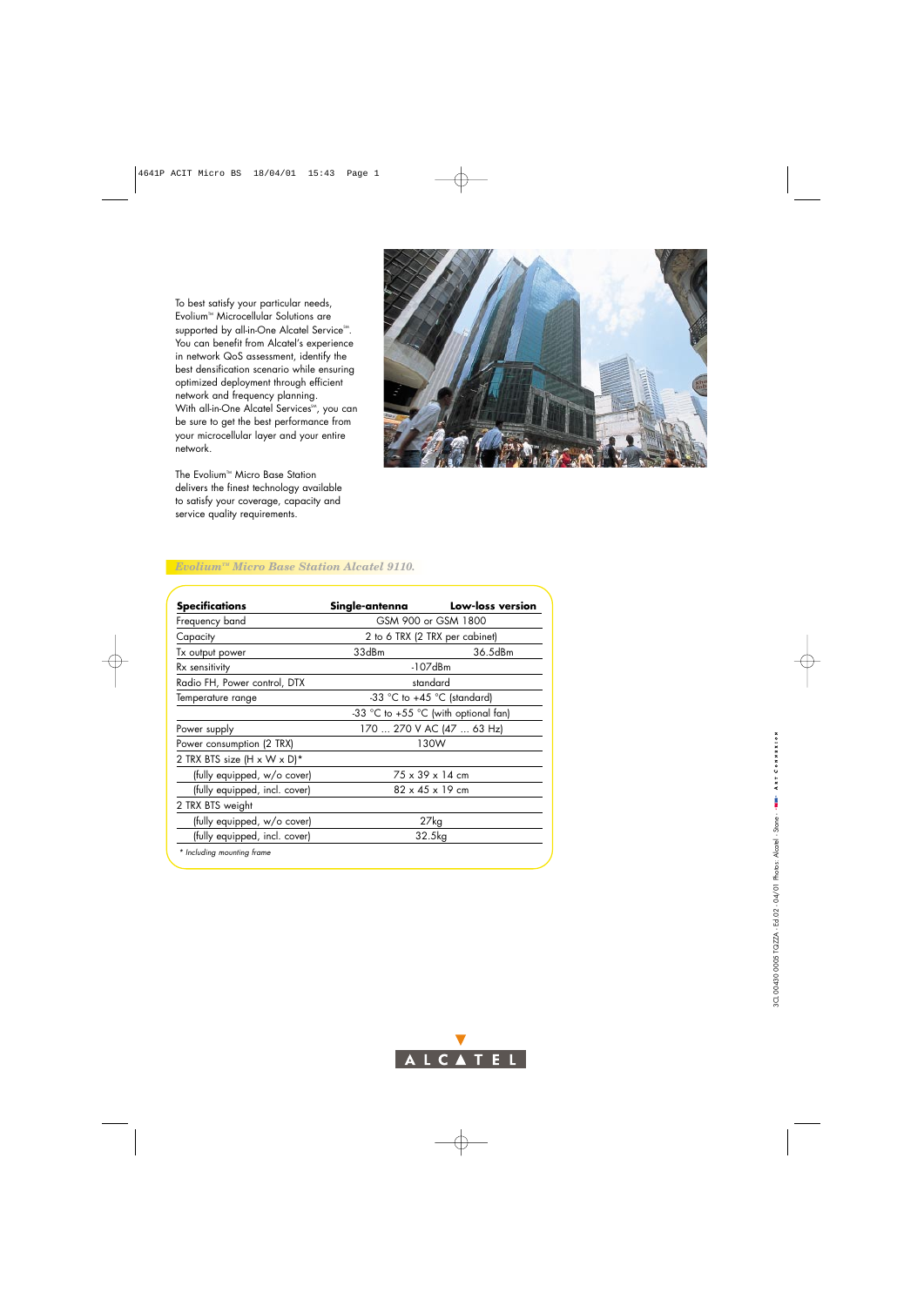To best satisfy your particular needs, Evolium™ Microcellular Solutions are supported by all-in-One Alcatel Service℠. You can benefit from Alcatel's experience in network QoS assessment, identify the best densification scenario while ensuring optimized deployment through efficient network and frequency planning. With all-in-One Alcatel Services℠, you can be sure to get the best performance from your microcellular layer and your entire network.

The Evolium™ Micro Base Station delivers the finest technology available to satisfy your coverage, capacity and service quality requirements.

## *Evolium™ Micro Base Station Alcatel 9110.*

| **Specifications** | **Single-antenna** | **Low-loss version** |
| --- | --- | --- |
| Frequency band | GSM 900 or GSM 1800 | |
| Capacity | 2 to 6 TRX (2 TRX per cabinet) | |
| Tx output power | 33dBm | 36.5dBm |
| Rx sensitivity | -107dBm | |
| Radio FH, Power control, DTX | standard | |
| Temperature range | -33 °C to +45 °C (standard) | |
| | -33 °C to +55 °C (with optional fan) | |
| Power supply | 170 ... 270 V AC (47 ... 63 Hz) | |
| Power consumption (2 TRX) | 130W | |
| 2 TRX BTS size (H x W x D)* | | |
| (fully equipped, w/o cover) | 75 x 39 x 14 cm | |
| (fully equipped, incl. cover) | 82 x 45 x 19 cm | |
| 2 TRX BTS weight | | |
| (fully equipped, w/o cover) | 27kg | |
| (fully equipped, incl. cover) | 32.5kg | |

*\* Including mounting frame*

3CL 00430 0005 TQZZA · Ed 02 · 04/01 Photos: Alcatel · Stone

ALCATEL